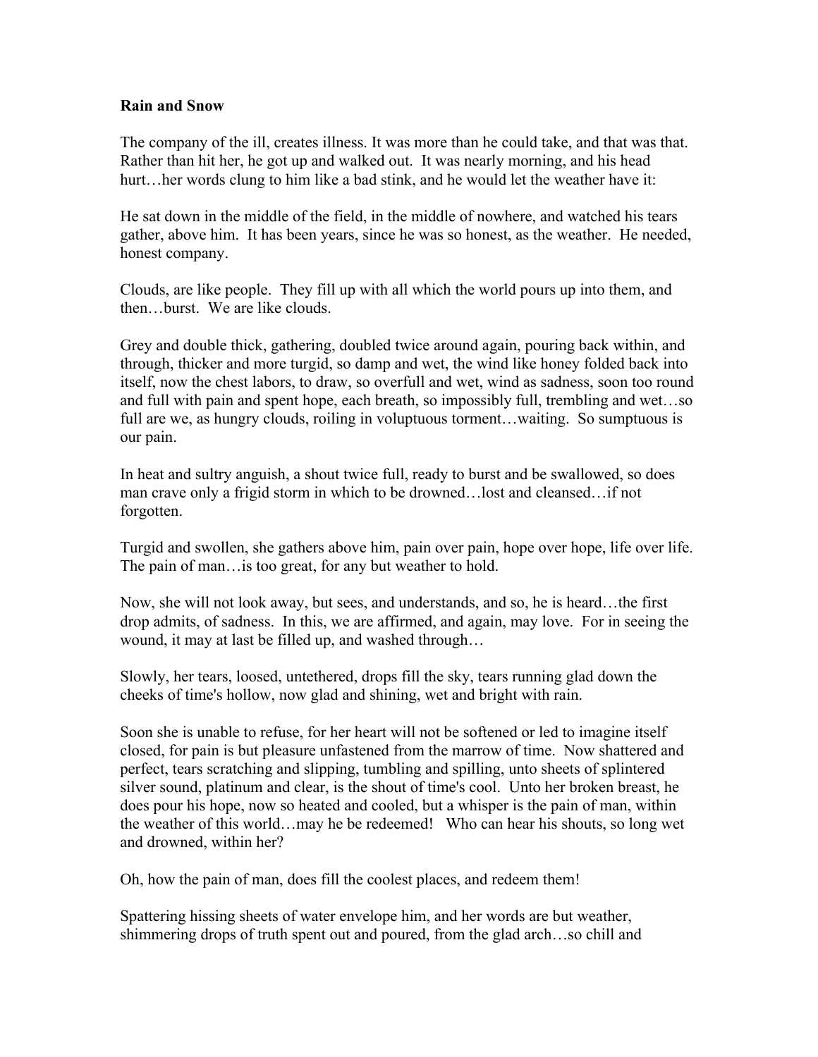**Rain and Snow**

The company of the ill, creates illness. It was more than he could take, and that was that. Rather than hit her, he got up and walked out. It was nearly morning, and his head hurt…her words clung to him like a bad stink, and he would let the weather have it:

He sat down in the middle of the field, in the middle of nowhere, and watched his tears gather, above him. It has been years, since he was so honest, as the weather. He needed, honest company.

Clouds, are like people. They fill up with all which the world pours up into them, and then…burst. We are like clouds.

Grey and double thick, gathering, doubled twice around again, pouring back within, and through, thicker and more turgid, so damp and wet, the wind like honey folded back into itself, now the chest labors, to draw, so overfull and wet, wind as sadness, soon too round and full with pain and spent hope, each breath, so impossibly full, trembling and wet…so full are we, as hungry clouds, roiling in voluptuous torment…waiting. So sumptuous is our pain.

In heat and sultry anguish, a shout twice full, ready to burst and be swallowed, so does man crave only a frigid storm in which to be drowned…lost and cleansed…if not forgotten.

Turgid and swollen, she gathers above him, pain over pain, hope over hope, life over life. The pain of man…is too great, for any but weather to hold.

Now, she will not look away, but sees, and understands, and so, he is heard…the first drop admits, of sadness. In this, we are affirmed, and again, may love. For in seeing the wound, it may at last be filled up, and washed through…

Slowly, her tears, loosed, untethered, drops fill the sky, tears running glad down the cheeks of time's hollow, now glad and shining, wet and bright with rain.

Soon she is unable to refuse, for her heart will not be softened or led to imagine itself closed, for pain is but pleasure unfastened from the marrow of time. Now shattered and perfect, tears scratching and slipping, tumbling and spilling, unto sheets of splintered silver sound, platinum and clear, is the shout of time's cool. Unto her broken breast, he does pour his hope, now so heated and cooled, but a whisper is the pain of man, within the weather of this world…may he be redeemed! Who can hear his shouts, so long wet and drowned, within her?

Oh, how the pain of man, does fill the coolest places, and redeem them!

Spattering hissing sheets of water envelope him, and her words are but weather, shimmering drops of truth spent out and poured, from the glad arch…so chill and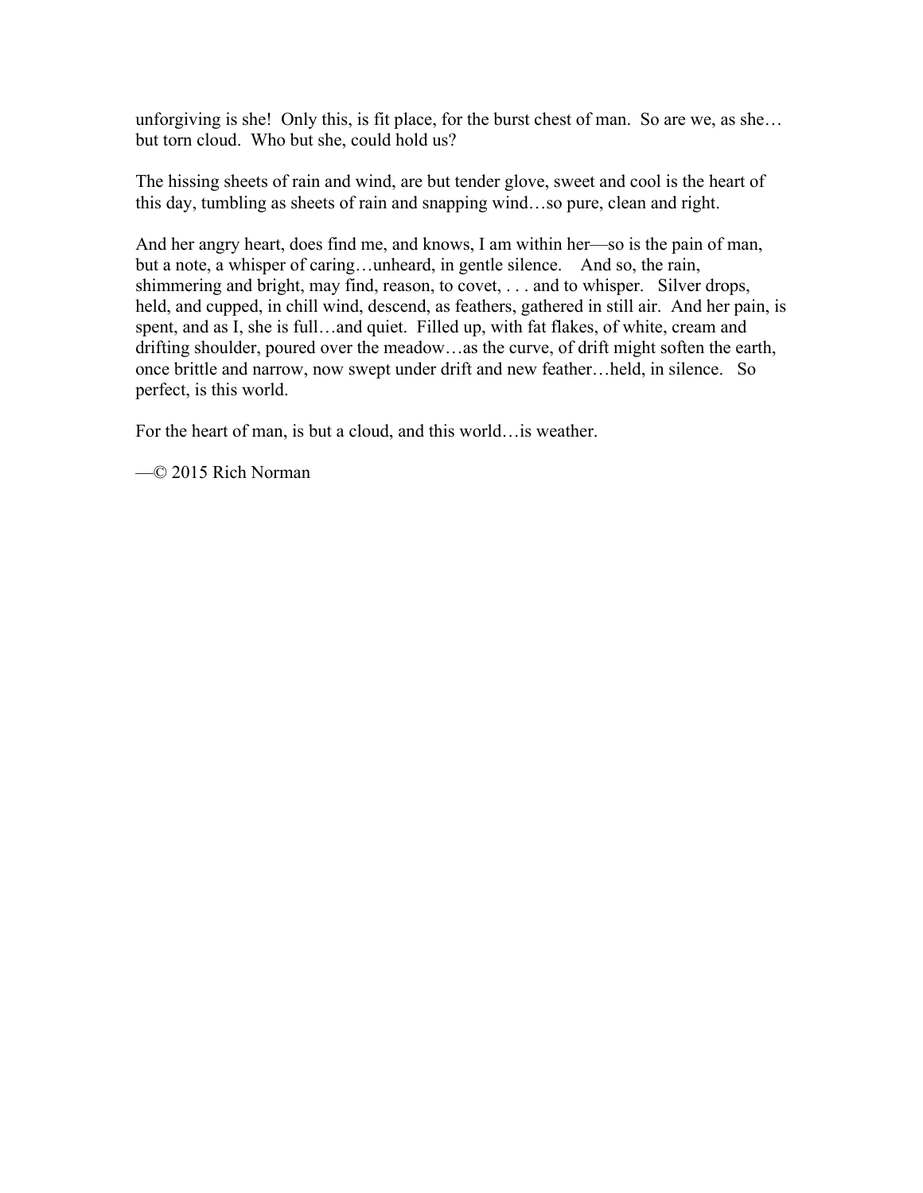unforgiving is she! Only this, is fit place, for the burst chest of man. So are we, as she… but torn cloud. Who but she, could hold us?

The hissing sheets of rain and wind, are but tender glove, sweet and cool is the heart of this day, tumbling as sheets of rain and snapping wind…so pure, clean and right.

And her angry heart, does find me, and knows, I am within her—so is the pain of man, but a note, a whisper of caring…unheard, in gentle silence. And so, the rain, shimmering and bright, may find, reason, to covet, . . . and to whisper. Silver drops, held, and cupped, in chill wind, descend, as feathers, gathered in still air. And her pain, is spent, and as I, she is full…and quiet. Filled up, with fat flakes, of white, cream and drifting shoulder, poured over the meadow…as the curve, of drift might soften the earth, once brittle and narrow, now swept under drift and new feather…held, in silence. So perfect, is this world.

For the heart of man, is but a cloud, and this world…is weather.

—© 2015 Rich Norman